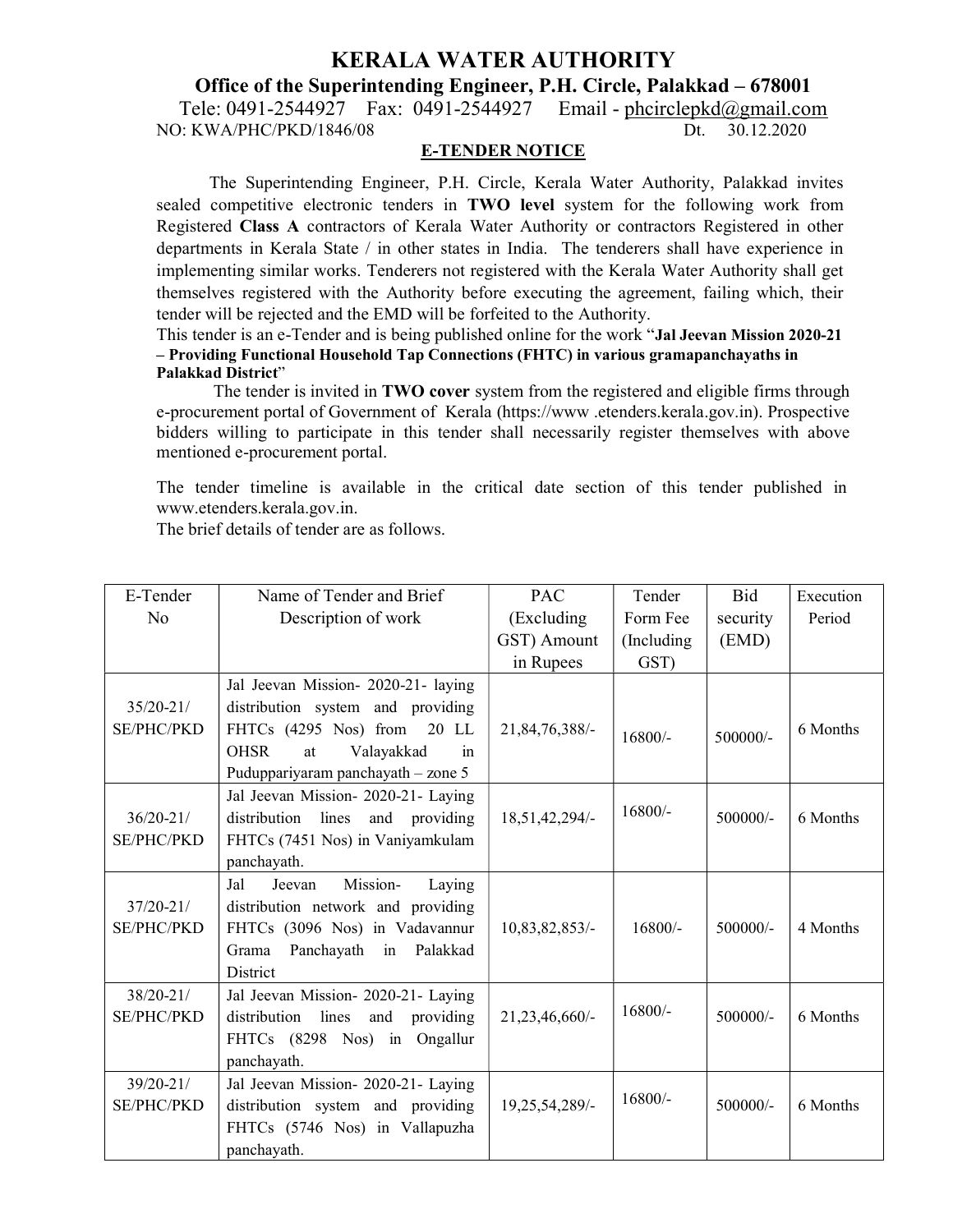# KERALA WATER AUTHORITY

## Office of the Superintending Engineer, P.H. Circle, Palakkad – 678001

Tele: 0491-2544927 Fax: 0491-2544927 Email - phcirclepkd@gmail.com

NO: KWA/PHC/PKD/1846/08 Dt. 30.12.2020

### E-TENDER NOTICE

The Superintending Engineer, P.H. Circle, Kerala Water Authority, Palakkad invites sealed competitive electronic tenders in **TWO level** system for the following work from Registered **Class A** contractors of Kerala Water Authority or contractors Registered in other departments in Kerala State / in other states in India. The tenderers shall have experience in implementing similar works. Tenderers not registered with the Kerala Water Authority shall get themselves registered with the Authority before executing the agreement, failing which, their tender will be rejected and the EMD will be forfeited to the Authority.

This tender is an e-Tender and is being published online for the work "**Jal Jeevan Mission 2020-21 – Providing Functional Household Tap Connections (FHTC) in various gramapanchayaths in Palakkad District**"

The tender is invited in **TWO cover** system from the registered and eligible firms through e-procurement portal of Government of Kerala (https://www .etenders.kerala.gov.in). Prospective bidders willing to participate in this tender shall necessarily register themselves with above mentioned e-procurement portal.

The tender timeline is available in the critical date section of this tender published in www.etenders.kerala.gov.in.

The brief details of tender are as follows.

| E-Tender No | Name of Tender and Brief Description of work | PAC (Excluding GST) Amount in Rupees | Tender Form Fee (Including GST) | Bid security (EMD) | Execution Period |
|---|---|---|---|---|---|
| 35/20-21/ SE/PHC/PKD | Jal Jeevan Mission- 2020-21- laying distribution system and providing FHTCs (4295 Nos) from 20 LL OHSR at Valayakkad in Puduppariyaram panchayath – zone 5 | 21,84,76,388/- | 16800/- | 500000/- | 6 Months |
| 36/20-21/ SE/PHC/PKD | Jal Jeevan Mission- 2020-21- Laying distribution lines and providing FHTCs (7451 Nos) in Vaniyamkulam panchayath. | 18,51,42,294/- | 16800/- | 500000/- | 6 Months |
| 37/20-21/ SE/PHC/PKD | Jal Jeevan Mission- Laying distribution network and providing FHTCs (3096 Nos) in Vadavannur Grama Panchayath in Palakkad District | 10,83,82,853/- | 16800/- | 500000/- | 4 Months |
| 38/20-21/ SE/PHC/PKD | Jal Jeevan Mission- 2020-21- Laying distribution lines and providing FHTCs (8298 Nos) in Ongallur panchayath. | 21,23,46,660/- | 16800/- | 500000/- | 6 Months |
| 39/20-21/ SE/PHC/PKD | Jal Jeevan Mission- 2020-21- Laying distribution system and providing FHTCs (5746 Nos) in Vallapuzha panchayath. | 19,25,54,289/- | 16800/- | 500000/- | 6 Months |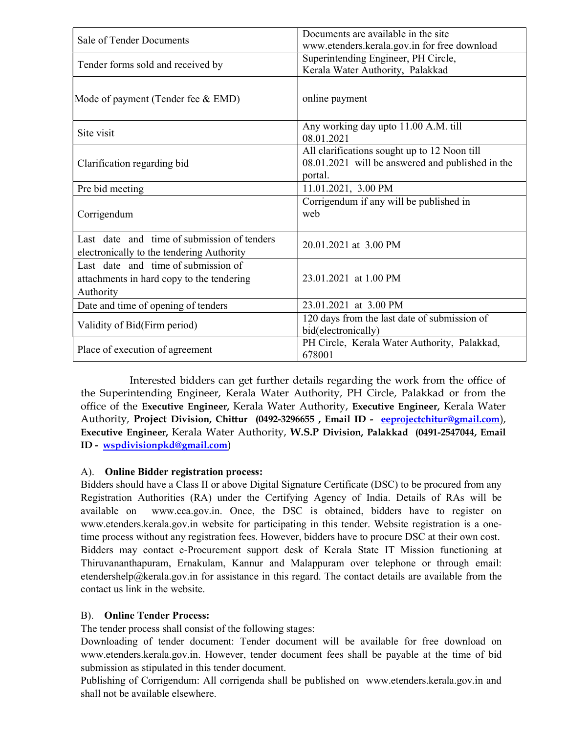| | |
|---|---|
| Sale of Tender Documents | Documents are available in the site www.etenders.kerala.gov.in for free download |
| Tender forms sold and received by | Superintending Engineer, PH Circle, Kerala Water Authority, Palakkad |
| Mode of payment (Tender fee & EMD) | online payment |
| Site visit | Any working day upto 11.00 A.M. till 08.01.2021 |
| Clarification regarding bid | All clarifications sought up to 12 Noon till 08.01.2021 will be answered and published in the portal. |
| Pre bid meeting | 11.01.2021, 3.00 PM |
| Corrigendum | Corrigendum if any will be published in web |
| Last date and time of submission of tenders electronically to the tendering Authority | 20.01.2021 at 3.00 PM |
| Last date and time of submission of attachments in hard copy to the tendering Authority | 23.01.2021 at 1.00 PM |
| Date and time of opening of tenders | 23.01.2021 at 3.00 PM |
| Validity of Bid(Firm period) | 120 days from the last date of submission of bid(electronically) |
| Place of execution of agreement | PH Circle, Kerala Water Authority, Palakkad, 678001 |

Interested bidders can get further details regarding the work from the office of the Superintending Engineer, Kerala Water Authority, PH Circle, Palakkad or from the office of the **Executive Engineer,** Kerala Water Authority, **Executive Engineer,** Kerala Water Authority, **Project Division, Chittur (0492-3296655 , Email ID - eeprojectchitur@gmail.com**), **Executive Engineer,** Kerala Water Authority, **W.S.P Division, Palakkad (0491-2547044, Email ID - wspdivisionpkd@gmail.com**)

A). **Online Bidder registration process:**

Bidders should have a Class II or above Digital Signature Certificate (DSC) to be procured from any Registration Authorities (RA) under the Certifying Agency of India. Details of RAs will be available on www.cca.gov.in. Once, the DSC is obtained, bidders have to register on www.etenders.kerala.gov.in website for participating in this tender. Website registration is a one-time process without any registration fees. However, bidders have to procure DSC at their own cost. Bidders may contact e-Procurement support desk of Kerala State IT Mission functioning at Thiruvananthapuram, Ernakulam, Kannur and Malappuram over telephone or through email: etendershelp@kerala.gov.in for assistance in this regard. The contact details are available from the contact us link in the website.

B). **Online Tender Process:**

The tender process shall consist of the following stages:

Downloading of tender document: Tender document will be available for free download on www.etenders.kerala.gov.in. However, tender document fees shall be payable at the time of bid submission as stipulated in this tender document.

Publishing of Corrigendum: All corrigenda shall be published on www.etenders.kerala.gov.in and shall not be available elsewhere.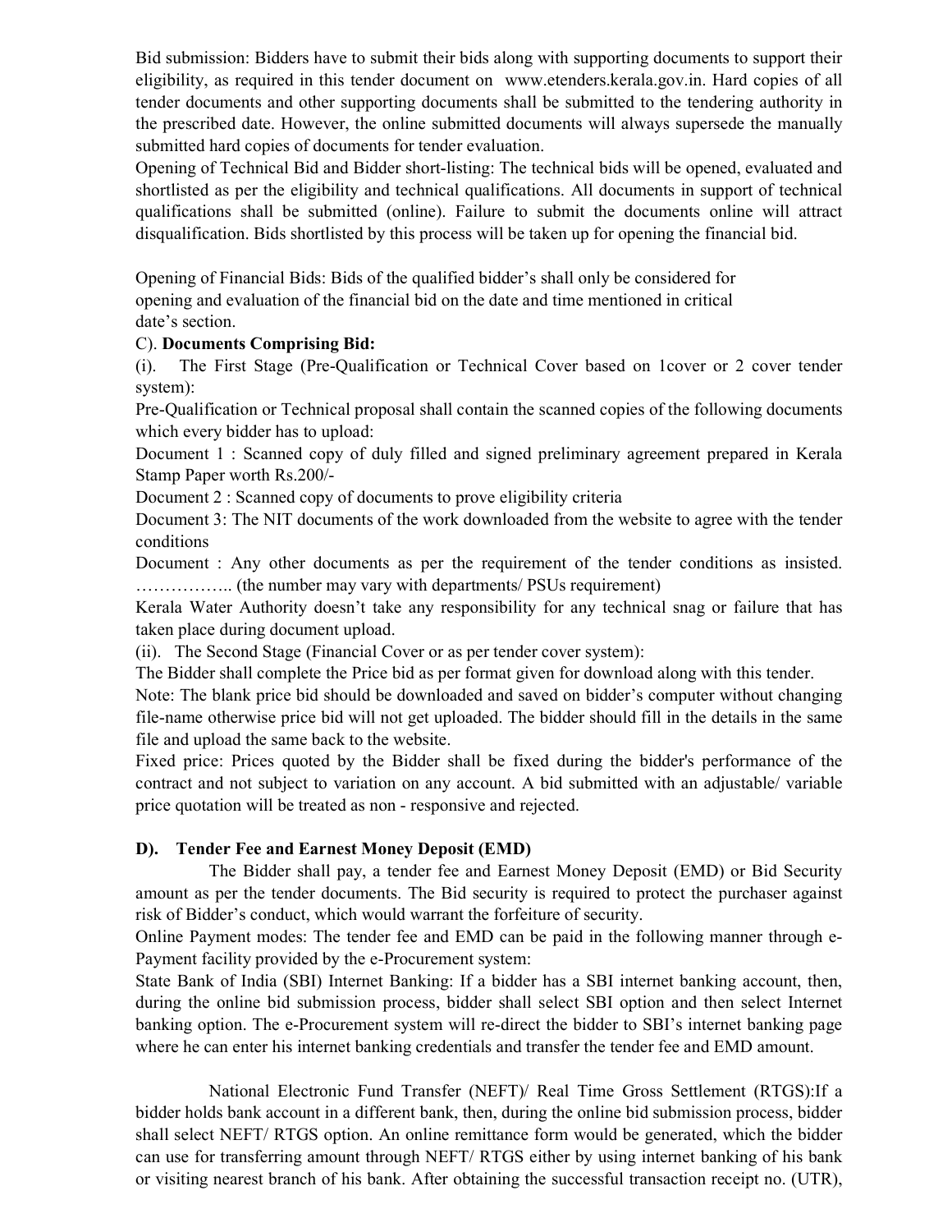Bid submission: Bidders have to submit their bids along with supporting documents to support their eligibility, as required in this tender document on www.etenders.kerala.gov.in. Hard copies of all tender documents and other supporting documents shall be submitted to the tendering authority in the prescribed date. However, the online submitted documents will always supersede the manually submitted hard copies of documents for tender evaluation.

Opening of Technical Bid and Bidder short-listing: The technical bids will be opened, evaluated and shortlisted as per the eligibility and technical qualifications. All documents in support of technical qualifications shall be submitted (online). Failure to submit the documents online will attract disqualification. Bids shortlisted by this process will be taken up for opening the financial bid.

Opening of Financial Bids: Bids of the qualified bidder's shall only be considered for opening and evaluation of the financial bid on the date and time mentioned in critical date's section.

C). **Documents Comprising Bid:**

(i). The First Stage (Pre-Qualification or Technical Cover based on 1cover or 2 cover tender system):

Pre-Qualification or Technical proposal shall contain the scanned copies of the following documents which every bidder has to upload:

Document 1 : Scanned copy of duly filled and signed preliminary agreement prepared in Kerala Stamp Paper worth Rs.200/-

Document 2 : Scanned copy of documents to prove eligibility criteria

Document 3: The NIT documents of the work downloaded from the website to agree with the tender conditions

Document : Any other documents as per the requirement of the tender conditions as insisted. …………….. (the number may vary with departments/ PSUs requirement)

Kerala Water Authority doesn't take any responsibility for any technical snag or failure that has taken place during document upload.

(ii). The Second Stage (Financial Cover or as per tender cover system):

The Bidder shall complete the Price bid as per format given for download along with this tender.

Note: The blank price bid should be downloaded and saved on bidder's computer without changing file-name otherwise price bid will not get uploaded. The bidder should fill in the details in the same file and upload the same back to the website.

Fixed price: Prices quoted by the Bidder shall be fixed during the bidder's performance of the contract and not subject to variation on any account. A bid submitted with an adjustable/ variable price quotation will be treated as non - responsive and rejected.

**D). Tender Fee and Earnest Money Deposit (EMD)**

The Bidder shall pay, a tender fee and Earnest Money Deposit (EMD) or Bid Security amount as per the tender documents. The Bid security is required to protect the purchaser against risk of Bidder's conduct, which would warrant the forfeiture of security.

Online Payment modes: The tender fee and EMD can be paid in the following manner through e-Payment facility provided by the e-Procurement system:

State Bank of India (SBI) Internet Banking: If a bidder has a SBI internet banking account, then, during the online bid submission process, bidder shall select SBI option and then select Internet banking option. The e-Procurement system will re-direct the bidder to SBI's internet banking page where he can enter his internet banking credentials and transfer the tender fee and EMD amount.

National Electronic Fund Transfer (NEFT)/ Real Time Gross Settlement (RTGS):If a bidder holds bank account in a different bank, then, during the online bid submission process, bidder shall select NEFT/ RTGS option. An online remittance form would be generated, which the bidder can use for transferring amount through NEFT/ RTGS either by using internet banking of his bank or visiting nearest branch of his bank. After obtaining the successful transaction receipt no. (UTR),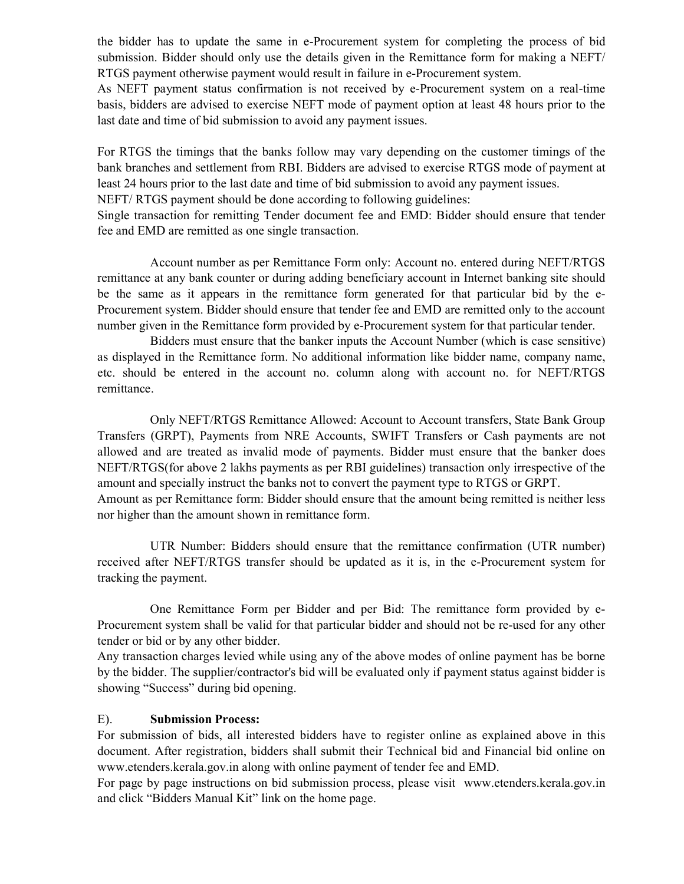the bidder has to update the same in e-Procurement system for completing the process of bid submission. Bidder should only use the details given in the Remittance form for making a NEFT/ RTGS payment otherwise payment would result in failure in e-Procurement system.
As NEFT payment status confirmation is not received by e-Procurement system on a real-time basis, bidders are advised to exercise NEFT mode of payment option at least 48 hours prior to the last date and time of bid submission to avoid any payment issues.

For RTGS the timings that the banks follow may vary depending on the customer timings of the bank branches and settlement from RBI. Bidders are advised to exercise RTGS mode of payment at least 24 hours prior to the last date and time of bid submission to avoid any payment issues.
NEFT/ RTGS payment should be done according to following guidelines:
Single transaction for remitting Tender document fee and EMD: Bidder should ensure that tender fee and EMD are remitted as one single transaction.

Account number as per Remittance Form only: Account no. entered during NEFT/RTGS remittance at any bank counter or during adding beneficiary account in Internet banking site should be the same as it appears in the remittance form generated for that particular bid by the e-Procurement system. Bidder should ensure that tender fee and EMD are remitted only to the account number given in the Remittance form provided by e-Procurement system for that particular tender.

Bidders must ensure that the banker inputs the Account Number (which is case sensitive) as displayed in the Remittance form. No additional information like bidder name, company name, etc. should be entered in the account no. column along with account no. for NEFT/RTGS remittance.

Only NEFT/RTGS Remittance Allowed: Account to Account transfers, State Bank Group Transfers (GRPT), Payments from NRE Accounts, SWIFT Transfers or Cash payments are not allowed and are treated as invalid mode of payments. Bidder must ensure that the banker does NEFT/RTGS(for above 2 lakhs payments as per RBI guidelines) transaction only irrespective of the amount and specially instruct the banks not to convert the payment type to RTGS or GRPT.
Amount as per Remittance form: Bidder should ensure that the amount being remitted is neither less nor higher than the amount shown in remittance form.

UTR Number: Bidders should ensure that the remittance confirmation (UTR number) received after NEFT/RTGS transfer should be updated as it is, in the e-Procurement system for tracking the payment.

One Remittance Form per Bidder and per Bid: The remittance form provided by e-Procurement system shall be valid for that particular bidder and should not be re-used for any other tender or bid or by any other bidder.
Any transaction charges levied while using any of the above modes of online payment has be borne by the bidder. The supplier/contractor's bid will be evaluated only if payment status against bidder is showing “Success” during bid opening.

E). **Submission Process:**

For submission of bids, all interested bidders have to register online as explained above in this document. After registration, bidders shall submit their Technical bid and Financial bid online on www.etenders.kerala.gov.in along with online payment of tender fee and EMD.
For page by page instructions on bid submission process, please visit www.etenders.kerala.gov.in and click “Bidders Manual Kit” link on the home page.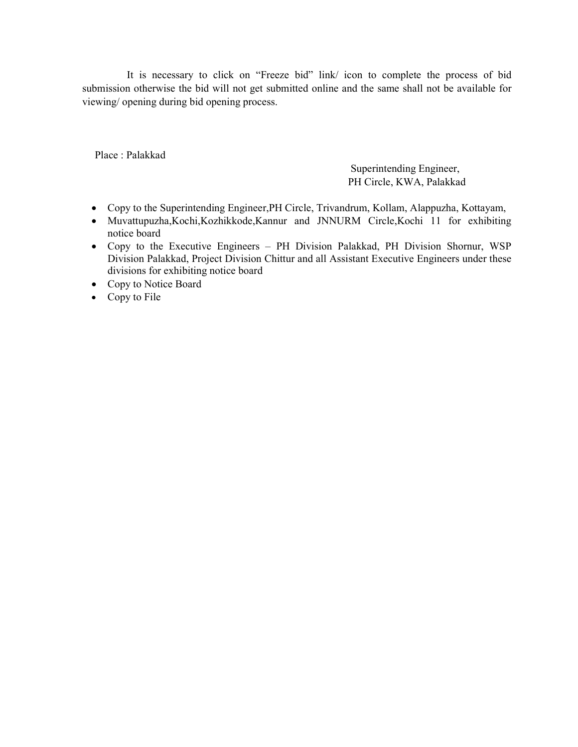It is necessary to click on “Freeze bid” link/ icon to complete the process of bid submission otherwise the bid will not get submitted online and the same shall not be available for viewing/ opening during bid opening process.

Place : Palakkad

Superintending Engineer,
PH Circle, KWA, Palakkad

- Copy to the Superintending Engineer,PH Circle, Trivandrum, Kollam, Alappuzha, Kottayam,
- Muvattupuzha,Kochi,Kozhikkode,Kannur and JNNURM Circle,Kochi 11 for exhibiting notice board
- Copy to the Executive Engineers – PH Division Palakkad, PH Division Shornur, WSP Division Palakkad, Project Division Chittur and all Assistant Executive Engineers under these divisions for exhibiting notice board
- Copy to Notice Board
- Copy to File